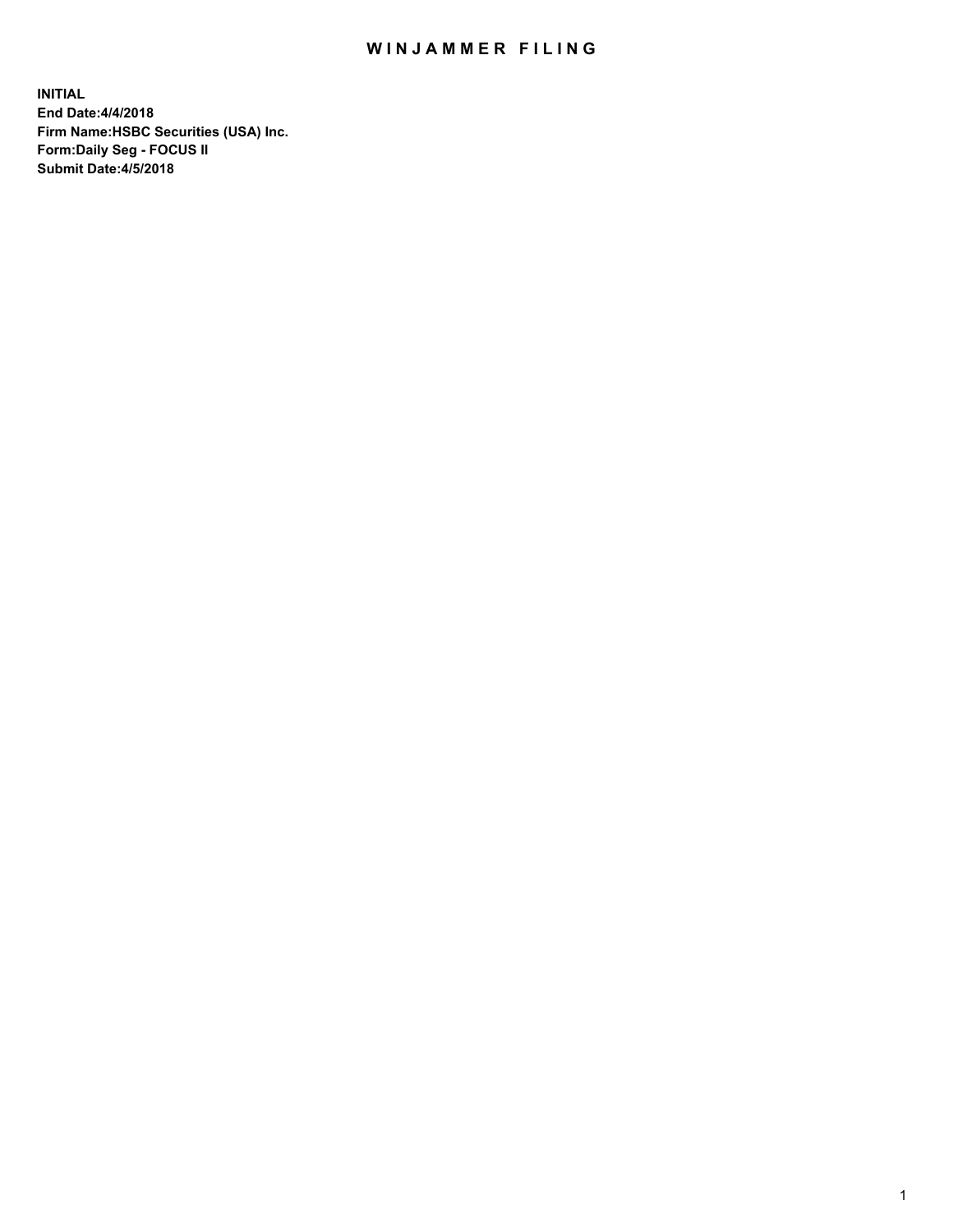# WINJAMMER FILING

**INITIAL**
**End Date:4/4/2018**
**Firm Name:HSBC Securities (USA) Inc.**
**Form:Daily Seg - FOCUS II**
**Submit Date:4/5/2018**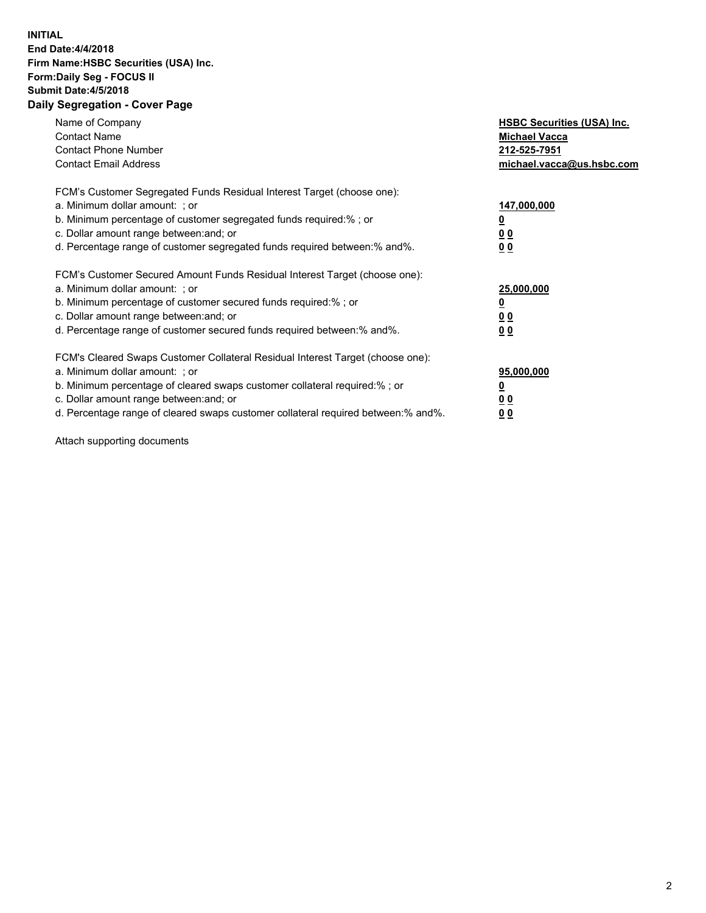**INITIAL**
**End Date:4/4/2018**
**Firm Name:HSBC Securities (USA) Inc.**
**Form:Daily Seg - FOCUS II**
**Submit Date:4/5/2018**

## Daily Segregation - Cover Page

| | |
|---|---|
| Name of Company | **HSBC Securities (USA) Inc.** |
| Contact Name | **Michael Vacca** |
| Contact Phone Number | **212-525-7951** |
| Contact Email Address | **michael.vacca@us.hsbc.com** |
| FCM's Customer Segregated Funds Residual Interest Target (choose one): | |
| a. Minimum dollar amount: ; or | **147,000,000** |
| b. Minimum percentage of customer segregated funds required:% ; or | **0** |
| c. Dollar amount range between:and; or | **0 0** |
| d. Percentage range of customer segregated funds required between:% and%. | **0 0** |
| FCM's Customer Secured Amount Funds Residual Interest Target (choose one): | |
| a. Minimum dollar amount: ; or | **25,000,000** |
| b. Minimum percentage of customer secured funds required:% ; or | **0** |
| c. Dollar amount range between:and; or | **0 0** |
| d. Percentage range of customer secured funds required between:% and%. | **0 0** |
| FCM's Cleared Swaps Customer Collateral Residual Interest Target (choose one): | |
| a. Minimum dollar amount: ; or | **95,000,000** |
| b. Minimum percentage of cleared swaps customer collateral required:% ; or | **0** |
| c. Dollar amount range between:and; or | **0 0** |
| d. Percentage range of cleared swaps customer collateral required between:% and%. | **0 0** |

Attach supporting documents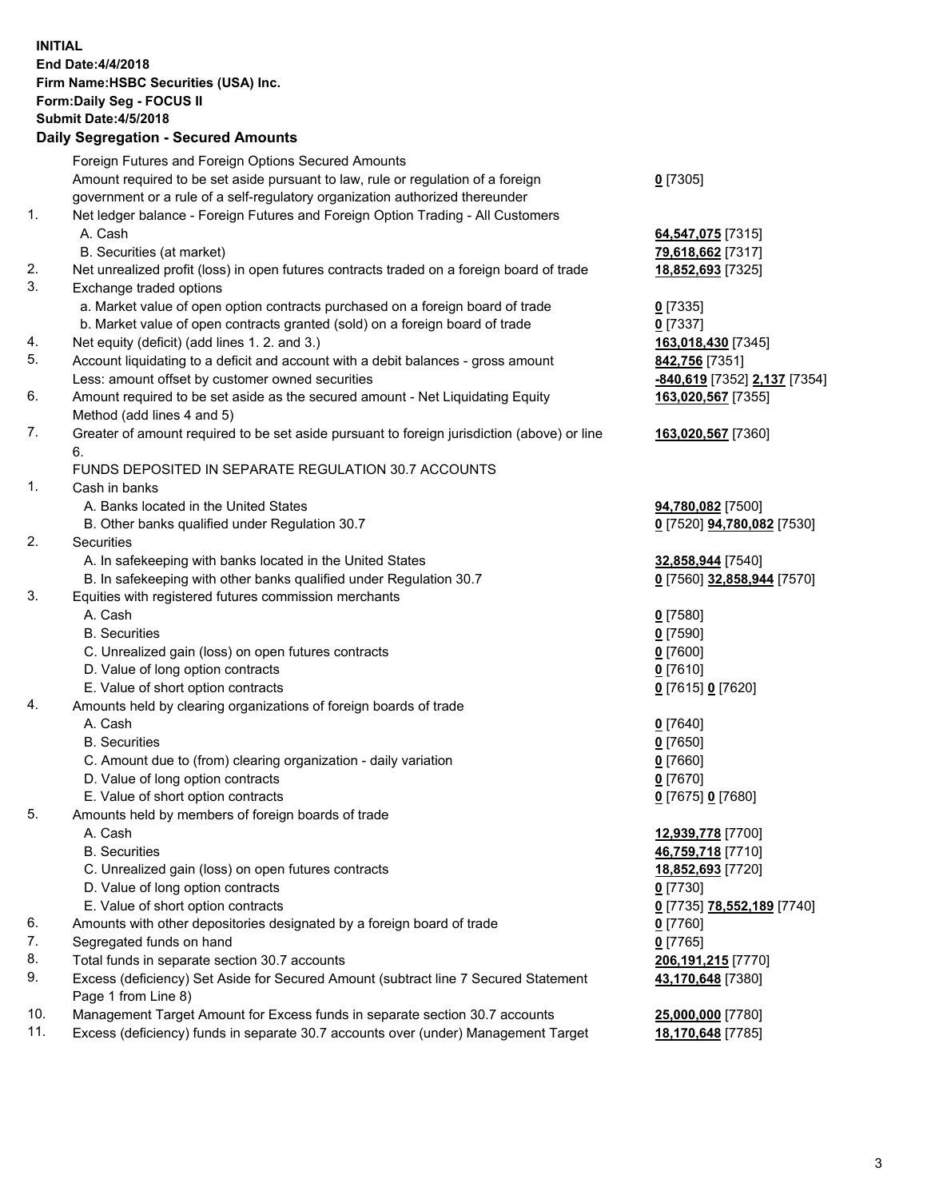**INITIAL**
**End Date:4/4/2018**
**Firm Name:HSBC Securities (USA) Inc.**
**Form:Daily Seg - FOCUS II**
**Submit Date:4/5/2018**

**Daily Segregation - Secured Amounts**

| | | |
|---|---|---|
| | Foreign Futures and Foreign Options Secured Amounts | |
| | Amount required to be set aside pursuant to law, rule or regulation of a foreign government or a rule of a self-regulatory organization authorized thereunder | **0** [7305] |
| 1. | Net ledger balance - Foreign Futures and Foreign Option Trading - All Customers | |
| | A. Cash | **64,547,075** [7315] |
| | B. Securities (at market) | **79,618,662** [7317] |
| 2. | Net unrealized profit (loss) in open futures contracts traded on a foreign board of trade | **18,852,693** [7325] |
| 3. | Exchange traded options | |
| | a. Market value of open option contracts purchased on a foreign board of trade | **0** [7335] |
| | b. Market value of open contracts granted (sold) on a foreign board of trade | **0** [7337] |
| 4. | Net equity (deficit) (add lines 1. 2. and 3.) | **163,018,430** [7345] |
| 5. | Account liquidating to a deficit and account with a debit balances - gross amount | **842,756** [7351] |
| | Less: amount offset by customer owned securities | **-840,619** [7352] **2,137** [7354] |
| 6. | Amount required to be set aside as the secured amount - Net Liquidating Equity Method (add lines 4 and 5) | **163,020,567** [7355] |
| 7. | Greater of amount required to be set aside pursuant to foreign jurisdiction (above) or line 6. | **163,020,567** [7360] |
| | FUNDS DEPOSITED IN SEPARATE REGULATION 30.7 ACCOUNTS | |
| 1. | Cash in banks | |
| | A. Banks located in the United States | **94,780,082** [7500] |
| | B. Other banks qualified under Regulation 30.7 | **0** [7520] **94,780,082** [7530] |
| 2. | Securities | |
| | A. In safekeeping with banks located in the United States | **32,858,944** [7540] |
| | B. In safekeeping with other banks qualified under Regulation 30.7 | **0** [7560] **32,858,944** [7570] |
| 3. | Equities with registered futures commission merchants | |
| | A. Cash | **0** [7580] |
| | B. Securities | **0** [7590] |
| | C. Unrealized gain (loss) on open futures contracts | **0** [7600] |
| | D. Value of long option contracts | **0** [7610] |
| | E. Value of short option contracts | **0** [7615] **0** [7620] |
| 4. | Amounts held by clearing organizations of foreign boards of trade | |
| | A. Cash | **0** [7640] |
| | B. Securities | **0** [7650] |
| | C. Amount due to (from) clearing organization - daily variation | **0** [7660] |
| | D. Value of long option contracts | **0** [7670] |
| | E. Value of short option contracts | **0** [7675] **0** [7680] |
| 5. | Amounts held by members of foreign boards of trade | |
| | A. Cash | **12,939,778** [7700] |
| | B. Securities | **46,759,718** [7710] |
| | C. Unrealized gain (loss) on open futures contracts | **18,852,693** [7720] |
| | D. Value of long option contracts | **0** [7730] |
| | E. Value of short option contracts | **0** [7735] **78,552,189** [7740] |
| 6. | Amounts with other depositories designated by a foreign board of trade | **0** [7760] |
| 7. | Segregated funds on hand | **0** [7765] |
| 8. | Total funds in separate section 30.7 accounts | **206,191,215** [7770] |
| 9. | Excess (deficiency) Set Aside for Secured Amount (subtract line 7 Secured Statement Page 1 from Line 8) | **43,170,648** [7380] |
| 10. | Management Target Amount for Excess funds in separate section 30.7 accounts | **25,000,000** [7780] |
| 11. | Excess (deficiency) funds in separate 30.7 accounts over (under) Management Target | **18,170,648** [7785] |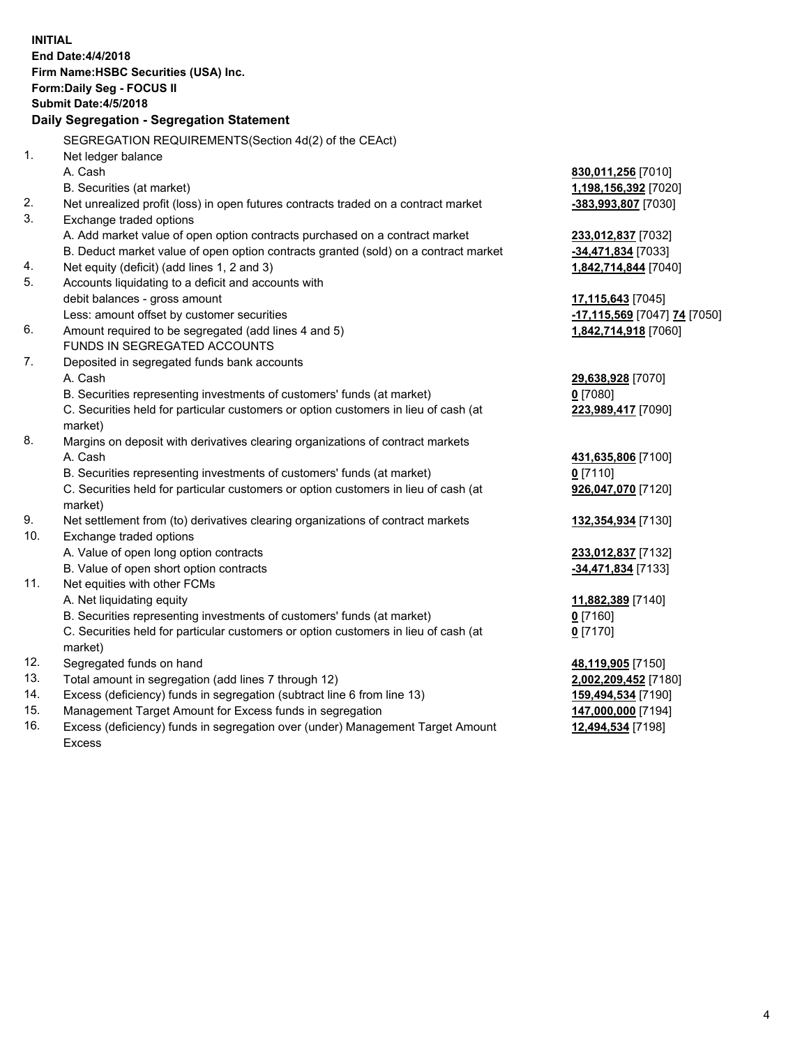**INITIAL**
**End Date:4/4/2018**
**Firm Name:HSBC Securities (USA) Inc.**
**Form:Daily Seg - FOCUS II**
**Submit Date:4/5/2018**

## Daily Segregation - Segregation Statement

SEGREGATION REQUIREMENTS(Section 4d(2) of the CEAct)

| | | |
|---|---|---|
| 1. | Net ledger balance | |
| | A. Cash | **830,011,256** [7010] |
| | B. Securities (at market) | **1,198,156,392** [7020] |
| 2. | Net unrealized profit (loss) in open futures contracts traded on a contract market | **-383,993,807** [7030] |
| 3. | Exchange traded options | |
| | A. Add market value of open option contracts purchased on a contract market | **233,012,837** [7032] |
| | B. Deduct market value of open option contracts granted (sold) on a contract market | **-34,471,834** [7033] |
| 4. | Net equity (deficit) (add lines 1, 2 and 3) | **1,842,714,844** [7040] |
| 5. | Accounts liquidating to a deficit and accounts with | |
| | debit balances - gross amount | **17,115,643** [7045] |
| | Less: amount offset by customer securities | **-17,115,569** [7047] **74** [7050] |
| 6. | Amount required to be segregated (add lines 4 and 5) | **1,842,714,918** [7060] |
| | FUNDS IN SEGREGATED ACCOUNTS | |
| 7. | Deposited in segregated funds bank accounts | |
| | A. Cash | **29,638,928** [7070] |
| | B. Securities representing investments of customers' funds (at market) | **0** [7080] |
| | C. Securities held for particular customers or option customers in lieu of cash (at market) | **223,989,417** [7090] |
| 8. | Margins on deposit with derivatives clearing organizations of contract markets | |
| | A. Cash | **431,635,806** [7100] |
| | B. Securities representing investments of customers' funds (at market) | **0** [7110] |
| | C. Securities held for particular customers or option customers in lieu of cash (at market) | **926,047,070** [7120] |
| 9. | Net settlement from (to) derivatives clearing organizations of contract markets | **132,354,934** [7130] |
| 10. | Exchange traded options | |
| | A. Value of open long option contracts | **233,012,837** [7132] |
| | B. Value of open short option contracts | **-34,471,834** [7133] |
| 11. | Net equities with other FCMs | |
| | A. Net liquidating equity | **11,882,389** [7140] |
| | B. Securities representing investments of customers' funds (at market) | **0** [7160] |
| | C. Securities held for particular customers or option customers in lieu of cash (at market) | **0** [7170] |
| 12. | Segregated funds on hand | **48,119,905** [7150] |
| 13. | Total amount in segregation (add lines 7 through 12) | **2,002,209,452** [7180] |
| 14. | Excess (deficiency) funds in segregation (subtract line 6 from line 13) | **159,494,534** [7190] |
| 15. | Management Target Amount for Excess funds in segregation | **147,000,000** [7194] |
| 16. | Excess (deficiency) funds in segregation over (under) Management Target Amount Excess | **12,494,534** [7198] |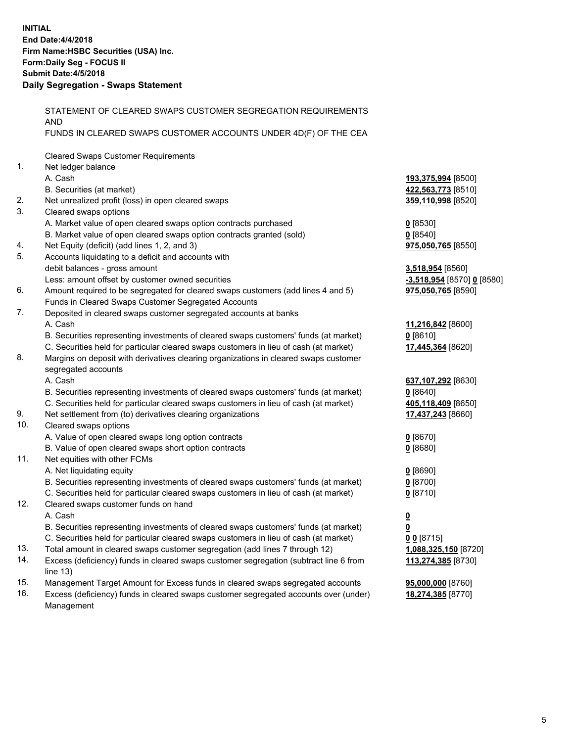**INITIAL**
**End Date:4/4/2018**
**Firm Name:HSBC Securities (USA) Inc.**
**Form:Daily Seg - FOCUS II**
**Submit Date:4/5/2018**
**Daily Segregation - Swaps Statement**

STATEMENT OF CLEARED SWAPS CUSTOMER SEGREGATION REQUIREMENTS AND FUNDS IN CLEARED SWAPS CUSTOMER ACCOUNTS UNDER 4D(F) OF THE CEA

| | | |
|---|---|---|
| | Cleared Swaps Customer Requirements | |
| 1. | Net ledger balance | |
| | A. Cash | **193,375,994** [8500] |
| | B. Securities (at market) | **422,563,773** [8510] |
| 2. | Net unrealized profit (loss) in open cleared swaps | **359,110,998** [8520] |
| 3. | Cleared swaps options | |
| | A. Market value of open cleared swaps option contracts purchased | **0** [8530] |
| | B. Market value of open cleared swaps option contracts granted (sold) | **0** [8540] |
| 4. | Net Equity (deficit) (add lines 1, 2, and 3) | **975,050,765** [8550] |
| 5. | Accounts liquidating to a deficit and accounts with | |
| | debit balances - gross amount | **3,518,954** [8560] |
| | Less: amount offset by customer owned securities | **-3,518,954** [8570] **0** [8580] |
| 6. | Amount required to be segregated for cleared swaps customers (add lines 4 and 5) | **975,050,765** [8590] |
| | Funds in Cleared Swaps Customer Segregated Accounts | |
| 7. | Deposited in cleared swaps customer segregated accounts at banks | |
| | A. Cash | **11,216,842** [8600] |
| | B. Securities representing investments of cleared swaps customers' funds (at market) | **0** [8610] |
| | C. Securities held for particular cleared swaps customers in lieu of cash (at market) | **17,445,364** [8620] |
| 8. | Margins on deposit with derivatives clearing organizations in cleared swaps customer segregated accounts | |
| | A. Cash | **637,107,292** [8630] |
| | B. Securities representing investments of cleared swaps customers' funds (at market) | **0** [8640] |
| | C. Securities held for particular cleared swaps customers in lieu of cash (at market) | **405,118,409** [8650] |
| 9. | Net settlement from (to) derivatives clearing organizations | **17,437,243** [8660] |
| 10. | Cleared swaps options | |
| | A. Value of open cleared swaps long option contracts | **0** [8670] |
| | B. Value of open cleared swaps short option contracts | **0** [8680] |
| 11. | Net equities with other FCMs | |
| | A. Net liquidating equity | **0** [8690] |
| | B. Securities representing investments of cleared swaps customers' funds (at market) | **0** [8700] |
| | C. Securities held for particular cleared swaps customers in lieu of cash (at market) | **0** [8710] |
| 12. | Cleared swaps customer funds on hand | |
| | A. Cash | **0** |
| | B. Securities representing investments of cleared swaps customers' funds (at market) | **0** |
| | C. Securities held for particular cleared swaps customers in lieu of cash (at market) | **0** **0** [8715] |
| 13. | Total amount in cleared swaps customer segregation (add lines 7 through 12) | **1,088,325,150** [8720] |
| 14. | Excess (deficiency) funds in cleared swaps customer segregation (subtract line 6 from line 13) | **113,274,385** [8730] |
| 15. | Management Target Amount for Excess funds in cleared swaps segregated accounts | **95,000,000** [8760] |
| 16. | Excess (deficiency) funds in cleared swaps customer segregated accounts over (under) Management | **18,274,385** [8770] |